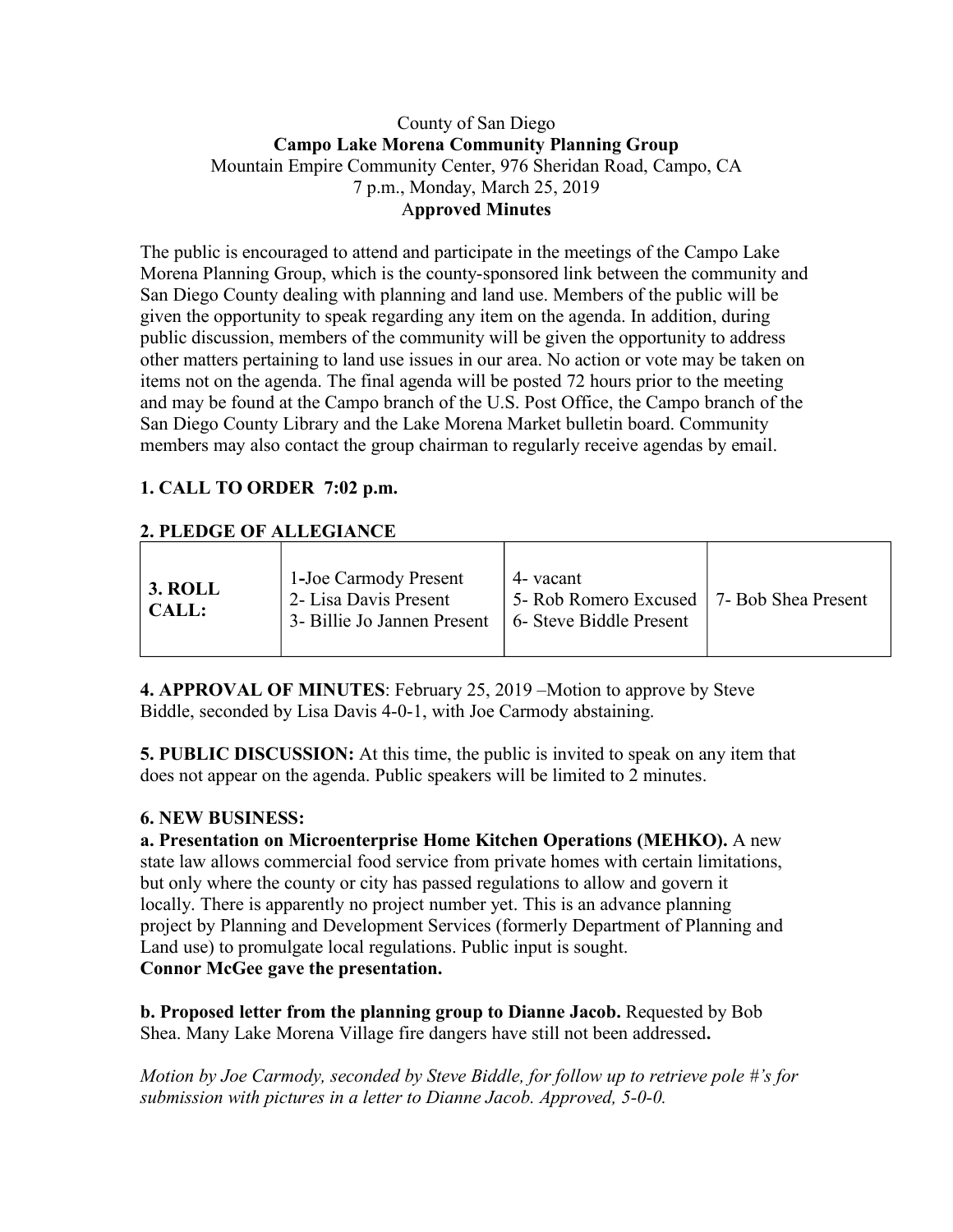County of San Diego
**Campo Lake Morena Community Planning Group**
Mountain Empire Community Center, 976 Sheridan Road, Campo, CA
7 p.m., Monday, March 25, 2019
**Approved Minutes**

The public is encouraged to attend and participate in the meetings of the Campo Lake Morena Planning Group, which is the county-sponsored link between the community and San Diego County dealing with planning and land use. Members of the public will be given the opportunity to speak regarding any item on the agenda. In addition, during public discussion, members of the community will be given the opportunity to address other matters pertaining to land use issues in our area. No action or vote may be taken on items not on the agenda. The final agenda will be posted 72 hours prior to the meeting and may be found at the Campo branch of the U.S. Post Office, the Campo branch of the San Diego County Library and the Lake Morena Market bulletin board. Community members may also contact the group chairman to regularly receive agendas by email.

**1. CALL TO ORDER 7:02 p.m.**

**2. PLEDGE OF ALLEGIANCE**

| **3. ROLL CALL:** | 1-Joe Carmody Present<br>2- Lisa Davis Present<br>3- Billie Jo Jannen Present | 4- vacant<br>5- Rob Romero Excused<br>6- Steve Biddle Present | 7- Bob Shea Present |
|---|---|---|---|

**4. APPROVAL OF MINUTES**: February 25, 2019 –Motion to approve by Steve Biddle, seconded by Lisa Davis 4-0-1, with Joe Carmody abstaining.

**5. PUBLIC DISCUSSION:** At this time, the public is invited to speak on any item that does not appear on the agenda. Public speakers will be limited to 2 minutes.

**6. NEW BUSINESS:**

**a. Presentation on Microenterprise Home Kitchen Operations (MEHKO).** A new state law allows commercial food service from private homes with certain limitations, but only where the county or city has passed regulations to allow and govern it locally. There is apparently no project number yet. This is an advance planning project by Planning and Development Services (formerly Department of Planning and Land use) to promulgate local regulations. Public input is sought.
**Connor McGee gave the presentation.**

**b. Proposed letter from the planning group to Dianne Jacob.** Requested by Bob Shea. Many Lake Morena Village fire dangers have still not been addressed**.**

*Motion by Joe Carmody, seconded by Steve Biddle, for follow up to retrieve pole #'s for submission with pictures in a letter to Dianne Jacob. Approved, 5-0-0.*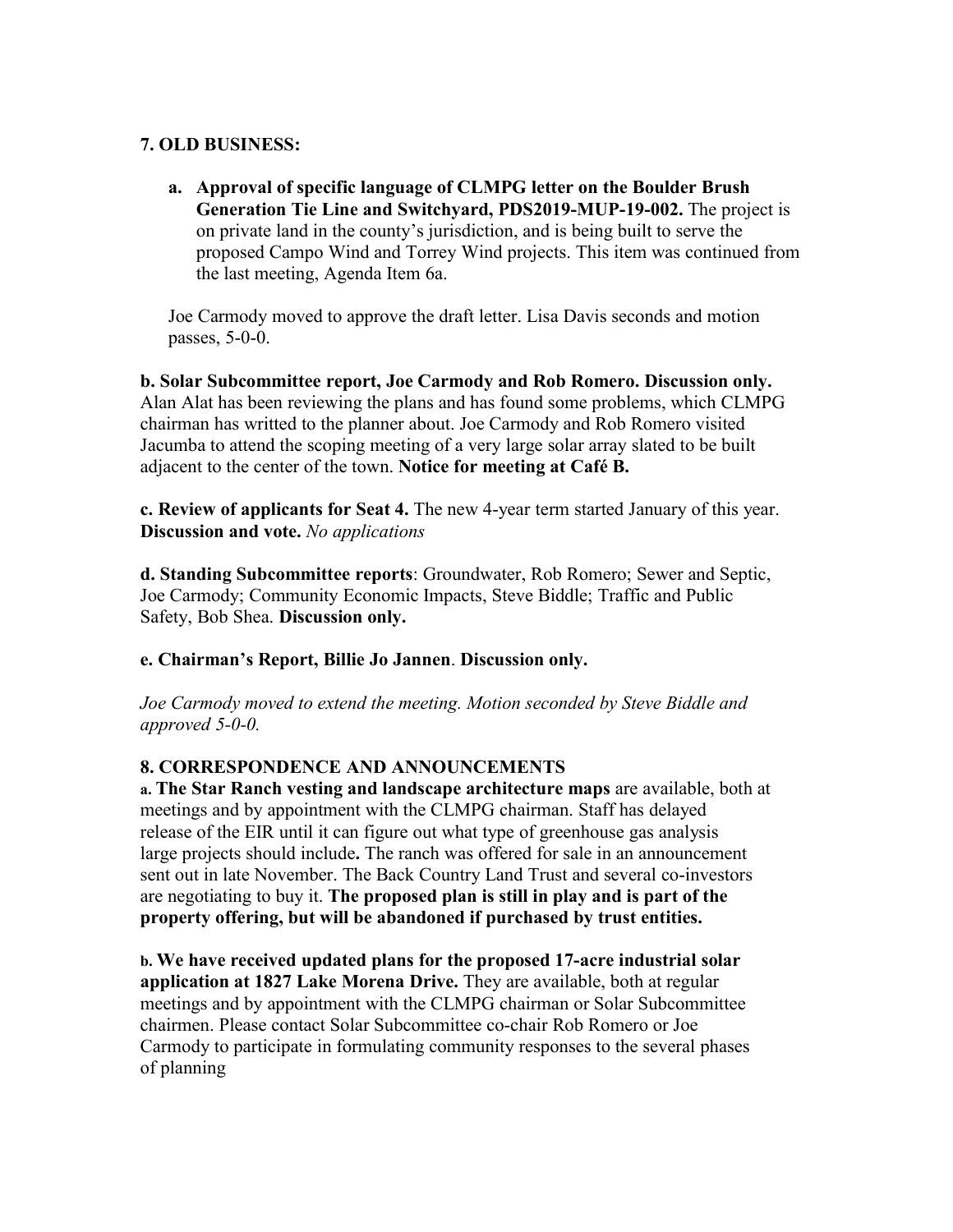## 7. OLD BUSINESS:

a. **Approval of specific language of CLMPG letter on the Boulder Brush Generation Tie Line and Switchyard, PDS2019-MUP-19-002.** The project is on private land in the county's jurisdiction, and is being built to serve the proposed Campo Wind and Torrey Wind projects. This item was continued from the last meeting, Agenda Item 6a.

Joe Carmody moved to approve the draft letter. Lisa Davis seconds and motion passes, 5-0-0.

**b. Solar Subcommittee report, Joe Carmody and Rob Romero. Discussion only.** Alan Alat has been reviewing the plans and has found some problems, which CLMPG chairman has writted to the planner about. Joe Carmody and Rob Romero visited Jacumba to attend the scoping meeting of a very large solar array slated to be built adjacent to the center of the town. **Notice for meeting at Café B.**

**c. Review of applicants for Seat 4.** The new 4-year term started January of this year. **Discussion and vote.** *No applications*

**d. Standing Subcommittee reports**: Groundwater, Rob Romero; Sewer and Septic, Joe Carmody; Community Economic Impacts, Steve Biddle; Traffic and Public Safety, Bob Shea. **Discussion only.**

**e. Chairman's Report, Billie Jo Jannen**. **Discussion only.**

*Joe Carmody moved to extend the meeting. Motion seconded by Steve Biddle and approved 5-0-0.*

## 8. CORRESPONDENCE AND ANNOUNCEMENTS

**a. The Star Ranch vesting and landscape architecture maps** are available, both at meetings and by appointment with the CLMPG chairman. Staff has delayed release of the EIR until it can figure out what type of greenhouse gas analysis large projects should include**.** The ranch was offered for sale in an announcement sent out in late November. The Back Country Land Trust and several co-investors are negotiating to buy it. **The proposed plan is still in play and is part of the property offering, but will be abandoned if purchased by trust entities.**

**b. We have received updated plans for the proposed 17-acre industrial solar application at 1827 Lake Morena Drive.** They are available, both at regular meetings and by appointment with the CLMPG chairman or Solar Subcommittee chairmen. Please contact Solar Subcommittee co-chair Rob Romero or Joe Carmody to participate in formulating community responses to the several phases of planning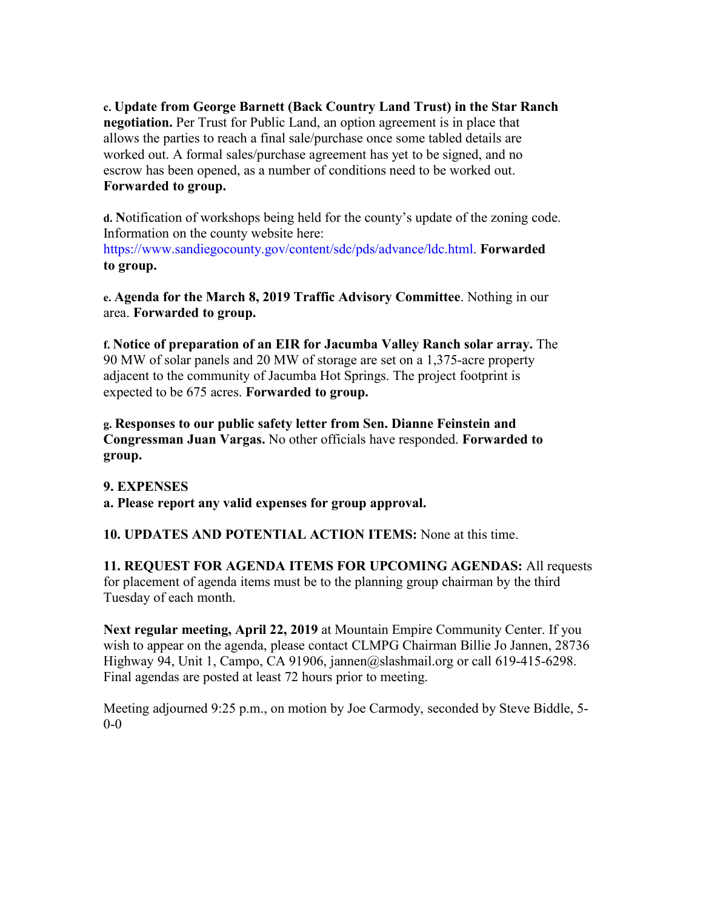c. **Update from George Barnett (Back Country Land Trust) in the Star Ranch negotiation.** Per Trust for Public Land, an option agreement is in place that allows the parties to reach a final sale/purchase once some tabled details are worked out. A formal sales/purchase agreement has yet to be signed, and no escrow has been opened, as a number of conditions need to be worked out. **Forwarded to group.**

d. **N**otification of workshops being held for the county's update of the zoning code. Information on the county website here: https://www.sandiegocounty.gov/content/sdc/pds/advance/ldc.html. **Forwarded to group.**

e. **Agenda for the March 8, 2019 Traffic Advisory Committee**. Nothing in our area. **Forwarded to group.**

f. **Notice of preparation of an EIR for Jacumba Valley Ranch solar array.** The 90 MW of solar panels and 20 MW of storage are set on a 1,375-acre property adjacent to the community of Jacumba Hot Springs. The project footprint is expected to be 675 acres. **Forwarded to group.**

g. **Responses to our public safety letter from Sen. Dianne Feinstein and Congressman Juan Vargas.** No other officials have responded. **Forwarded to group.**

**9. EXPENSES**

**a. Please report any valid expenses for group approval.**

**10. UPDATES AND POTENTIAL ACTION ITEMS:** None at this time.

**11. REQUEST FOR AGENDA ITEMS FOR UPCOMING AGENDAS:** All requests for placement of agenda items must be to the planning group chairman by the third Tuesday of each month.

**Next regular meeting, April 22, 2019** at Mountain Empire Community Center. If you wish to appear on the agenda, please contact CLMPG Chairman Billie Jo Jannen, 28736 Highway 94, Unit 1, Campo, CA 91906, jannen@slashmail.org or call 619-415-6298. Final agendas are posted at least 72 hours prior to meeting.

Meeting adjourned 9:25 p.m., on motion by Joe Carmody, seconded by Steve Biddle, 5-0-0